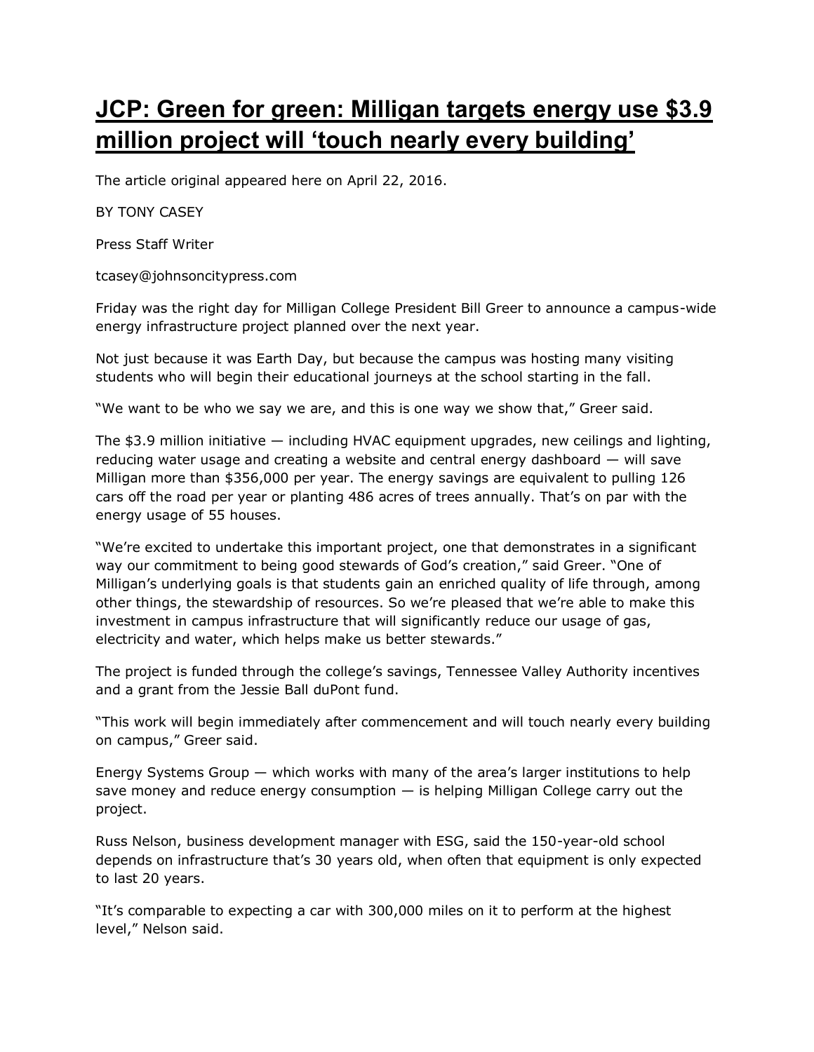# JCP: Green for green: Milligan targets energy use $3.9 million project will 'touch nearly every building'

The article original appeared here on April 22, 2016.

BY TONY CASEY

Press Staff Writer

tcasey@johnsoncitypress.com

Friday was the right day for Milligan College President Bill Greer to announce a campus-wide energy infrastructure project planned over the next year.

Not just because it was Earth Day, but because the campus was hosting many visiting students who will begin their educational journeys at the school starting in the fall.

"We want to be who we say we are, and this is one way we show that," Greer said.

The $3.9 million initiative — including HVAC equipment upgrades, new ceilings and lighting, reducing water usage and creating a website and central energy dashboard — will save Milligan more than $356,000 per year. The energy savings are equivalent to pulling 126 cars off the road per year or planting 486 acres of trees annually. That's on par with the energy usage of 55 houses.

"We're excited to undertake this important project, one that demonstrates in a significant way our commitment to being good stewards of God's creation," said Greer. "One of Milligan's underlying goals is that students gain an enriched quality of life through, among other things, the stewardship of resources. So we're pleased that we're able to make this investment in campus infrastructure that will significantly reduce our usage of gas, electricity and water, which helps make us better stewards."

The project is funded through the college's savings, Tennessee Valley Authority incentives and a grant from the Jessie Ball duPont fund.

"This work will begin immediately after commencement and will touch nearly every building on campus," Greer said.

Energy Systems Group — which works with many of the area's larger institutions to help save money and reduce energy consumption — is helping Milligan College carry out the project.

Russ Nelson, business development manager with ESG, said the 150-year-old school depends on infrastructure that's 30 years old, when often that equipment is only expected to last 20 years.

"It's comparable to expecting a car with 300,000 miles on it to perform at the highest level," Nelson said.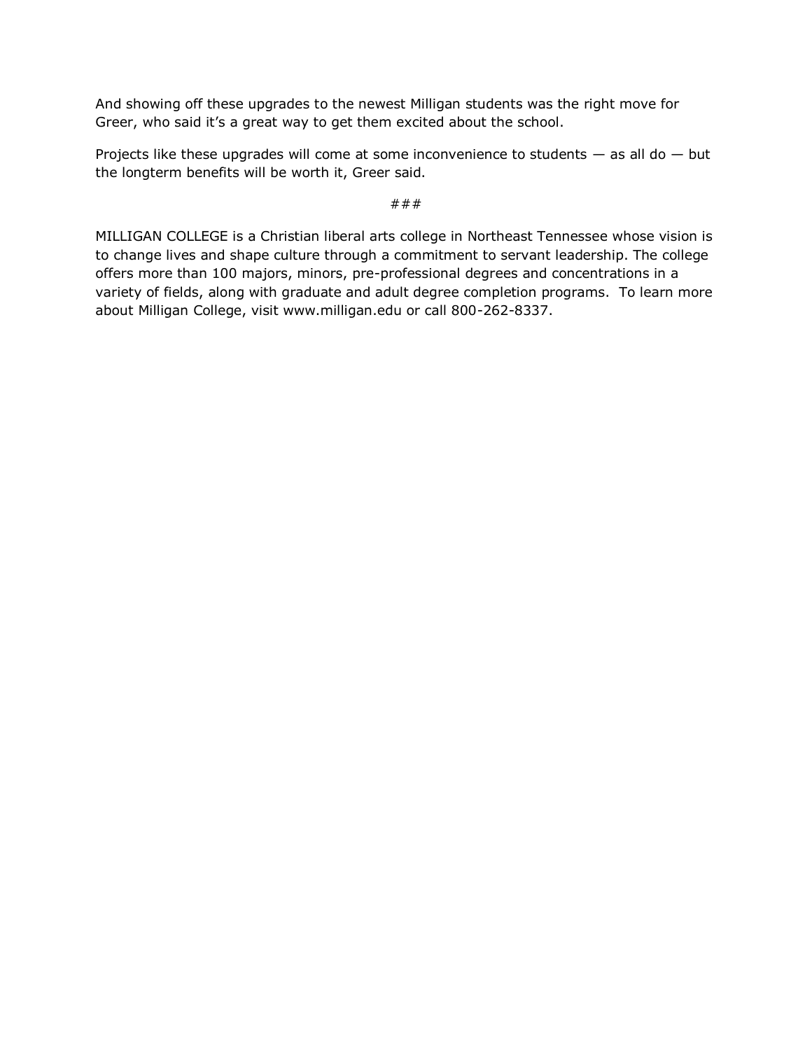And showing off these upgrades to the newest Milligan students was the right move for Greer, who said it's a great way to get them excited about the school.

Projects like these upgrades will come at some inconvenience to students — as all do — but the longterm benefits will be worth it, Greer said.

###

MILLIGAN COLLEGE is a Christian liberal arts college in Northeast Tennessee whose vision is to change lives and shape culture through a commitment to servant leadership. The college offers more than 100 majors, minors, pre-professional degrees and concentrations in a variety of fields, along with graduate and adult degree completion programs. To learn more about Milligan College, visit www.milligan.edu or call 800-262-8337.